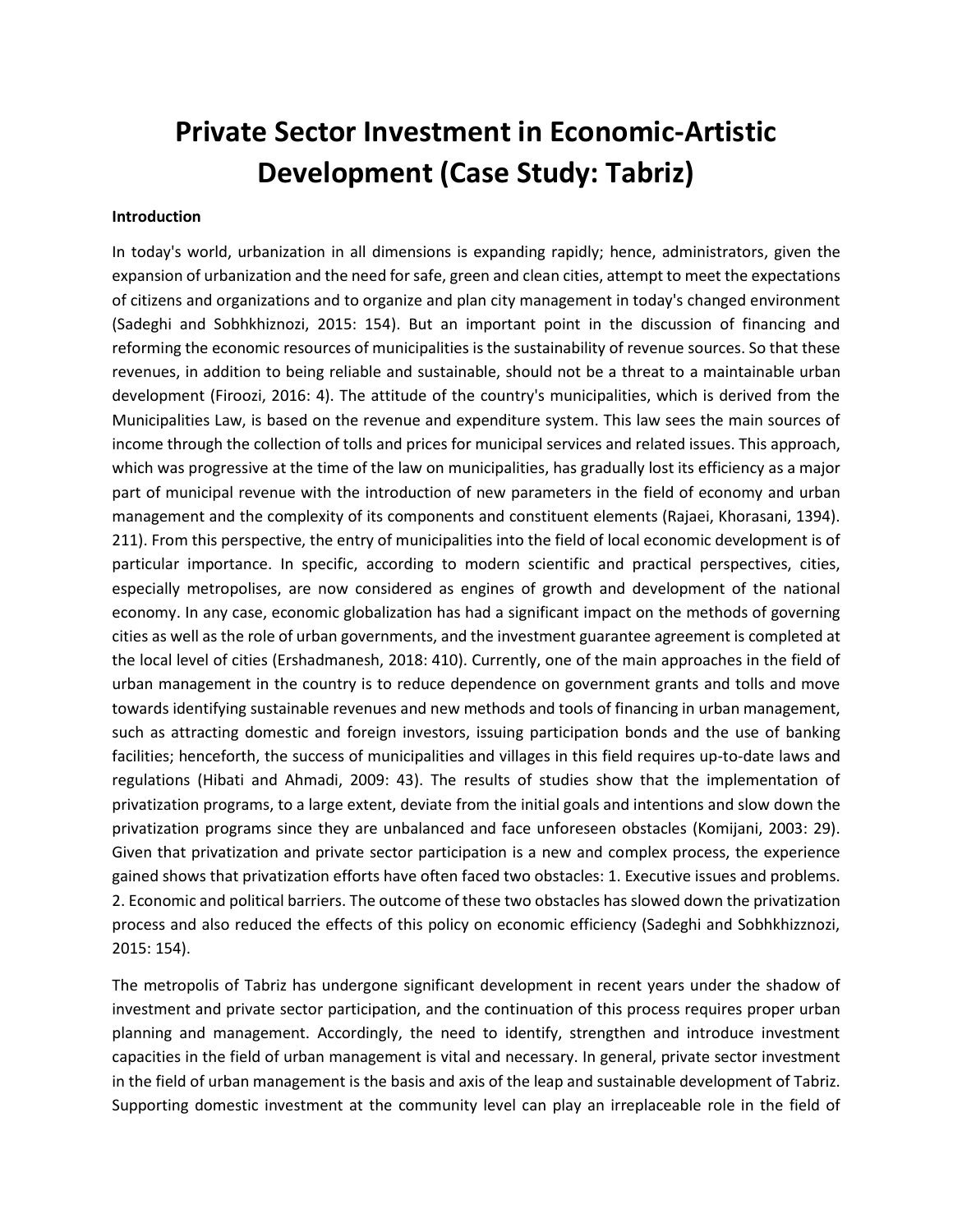# Private Sector Investment in Economic-Artistic Development (Case Study: Tabriz)

## Introduction

In today's world, urbanization in all dimensions is expanding rapidly; hence, administrators, given the expansion of urbanization and the need for safe, green and clean cities, attempt to meet the expectations of citizens and organizations and to organize and plan city management in today's changed environment (Sadeghi and Sobhkhiznozi, 2015: 154). But an important point in the discussion of financing and reforming the economic resources of municipalities is the sustainability of revenue sources. So that these revenues, in addition to being reliable and sustainable, should not be a threat to a maintainable urban development (Firoozi, 2016: 4). The attitude of the country's municipalities, which is derived from the Municipalities Law, is based on the revenue and expenditure system. This law sees the main sources of income through the collection of tolls and prices for municipal services and related issues. This approach, which was progressive at the time of the law on municipalities, has gradually lost its efficiency as a major part of municipal revenue with the introduction of new parameters in the field of economy and urban management and the complexity of its components and constituent elements (Rajaei, Khorasani, 1394). 211). From this perspective, the entry of municipalities into the field of local economic development is of particular importance. In specific, according to modern scientific and practical perspectives, cities, especially metropolises, are now considered as engines of growth and development of the national economy. In any case, economic globalization has had a significant impact on the methods of governing cities as well as the role of urban governments, and the investment guarantee agreement is completed at the local level of cities (Ershadmanesh, 2018: 410). Currently, one of the main approaches in the field of urban management in the country is to reduce dependence on government grants and tolls and move towards identifying sustainable revenues and new methods and tools of financing in urban management, such as attracting domestic and foreign investors, issuing participation bonds and the use of banking facilities; henceforth, the success of municipalities and villages in this field requires up-to-date laws and regulations (Hibati and Ahmadi, 2009: 43). The results of studies show that the implementation of privatization programs, to a large extent, deviate from the initial goals and intentions and slow down the privatization programs since they are unbalanced and face unforeseen obstacles (Komijani, 2003: 29). Given that privatization and private sector participation is a new and complex process, the experience gained shows that privatization efforts have often faced two obstacles: 1. Executive issues and problems. 2. Economic and political barriers. The outcome of these two obstacles has slowed down the privatization process and also reduced the effects of this policy on economic efficiency (Sadeghi and Sobhkhizznozi, 2015: 154).

The metropolis of Tabriz has undergone significant development in recent years under the shadow of investment and private sector participation, and the continuation of this process requires proper urban planning and management. Accordingly, the need to identify, strengthen and introduce investment capacities in the field of urban management is vital and necessary. In general, private sector investment in the field of urban management is the basis and axis of the leap and sustainable development of Tabriz. Supporting domestic investment at the community level can play an irreplaceable role in the field of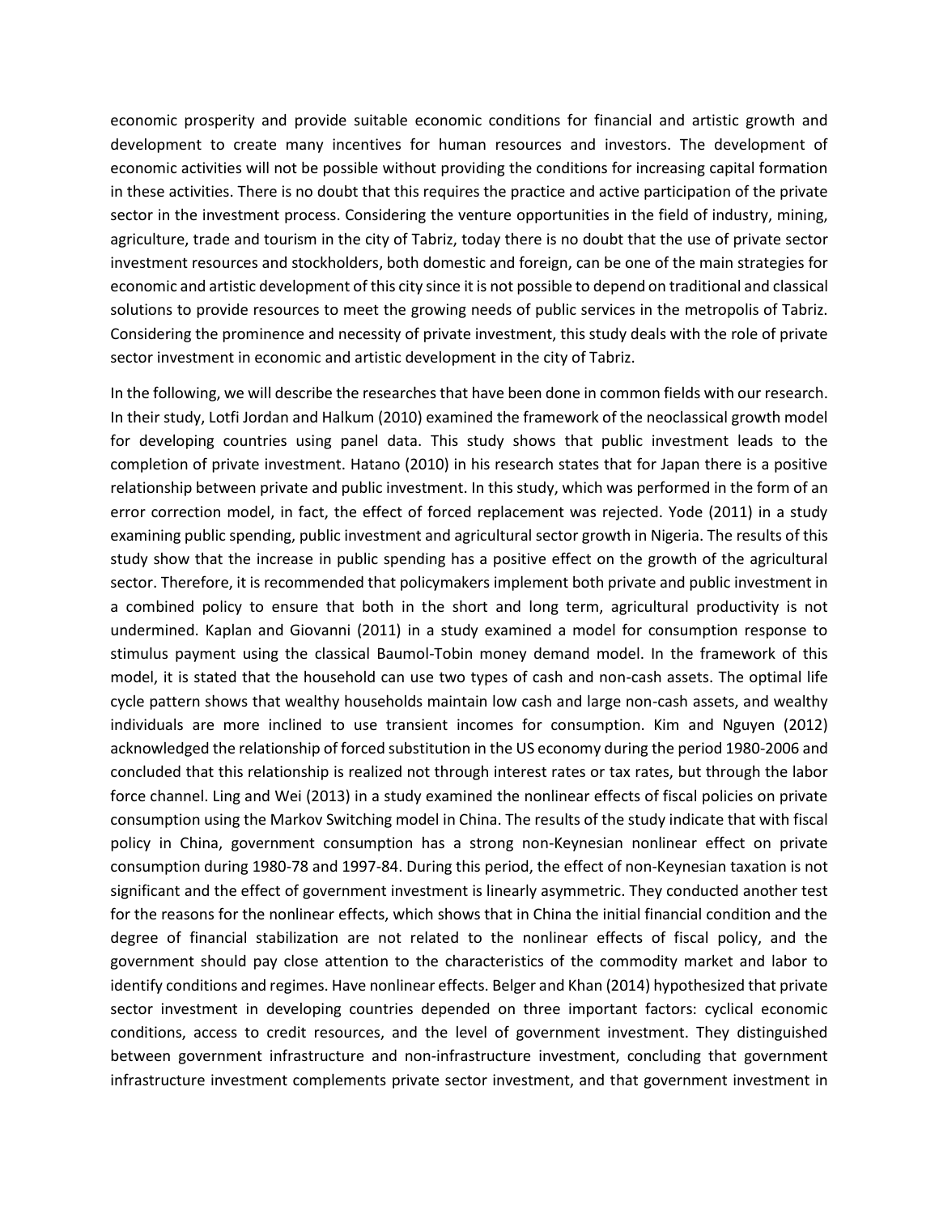economic prosperity and provide suitable economic conditions for financial and artistic growth and development to create many incentives for human resources and investors. The development of economic activities will not be possible without providing the conditions for increasing capital formation in these activities. There is no doubt that this requires the practice and active participation of the private sector in the investment process. Considering the venture opportunities in the field of industry, mining, agriculture, trade and tourism in the city of Tabriz, today there is no doubt that the use of private sector investment resources and stockholders, both domestic and foreign, can be one of the main strategies for economic and artistic development of this city since it is not possible to depend on traditional and classical solutions to provide resources to meet the growing needs of public services in the metropolis of Tabriz. Considering the prominence and necessity of private investment, this study deals with the role of private sector investment in economic and artistic development in the city of Tabriz.

In the following, we will describe the researches that have been done in common fields with our research. In their study, Lotfi Jordan and Halkum (2010) examined the framework of the neoclassical growth model for developing countries using panel data. This study shows that public investment leads to the completion of private investment. Hatano (2010) in his research states that for Japan there is a positive relationship between private and public investment. In this study, which was performed in the form of an error correction model, in fact, the effect of forced replacement was rejected. Yode (2011) in a study examining public spending, public investment and agricultural sector growth in Nigeria. The results of this study show that the increase in public spending has a positive effect on the growth of the agricultural sector. Therefore, it is recommended that policymakers implement both private and public investment in a combined policy to ensure that both in the short and long term, agricultural productivity is not undermined. Kaplan and Giovanni (2011) in a study examined a model for consumption response to stimulus payment using the classical Baumol-Tobin money demand model. In the framework of this model, it is stated that the household can use two types of cash and non-cash assets. The optimal life cycle pattern shows that wealthy households maintain low cash and large non-cash assets, and wealthy individuals are more inclined to use transient incomes for consumption. Kim and Nguyen (2012) acknowledged the relationship of forced substitution in the US economy during the period 1980-2006 and concluded that this relationship is realized not through interest rates or tax rates, but through the labor force channel. Ling and Wei (2013) in a study examined the nonlinear effects of fiscal policies on private consumption using the Markov Switching model in China. The results of the study indicate that with fiscal policy in China, government consumption has a strong non-Keynesian nonlinear effect on private consumption during 1980-78 and 1997-84. During this period, the effect of non-Keynesian taxation is not significant and the effect of government investment is linearly asymmetric. They conducted another test for the reasons for the nonlinear effects, which shows that in China the initial financial condition and the degree of financial stabilization are not related to the nonlinear effects of fiscal policy, and the government should pay close attention to the characteristics of the commodity market and labor to identify conditions and regimes. Have nonlinear effects. Belger and Khan (2014) hypothesized that private sector investment in developing countries depended on three important factors: cyclical economic conditions, access to credit resources, and the level of government investment. They distinguished between government infrastructure and non-infrastructure investment, concluding that government infrastructure investment complements private sector investment, and that government investment in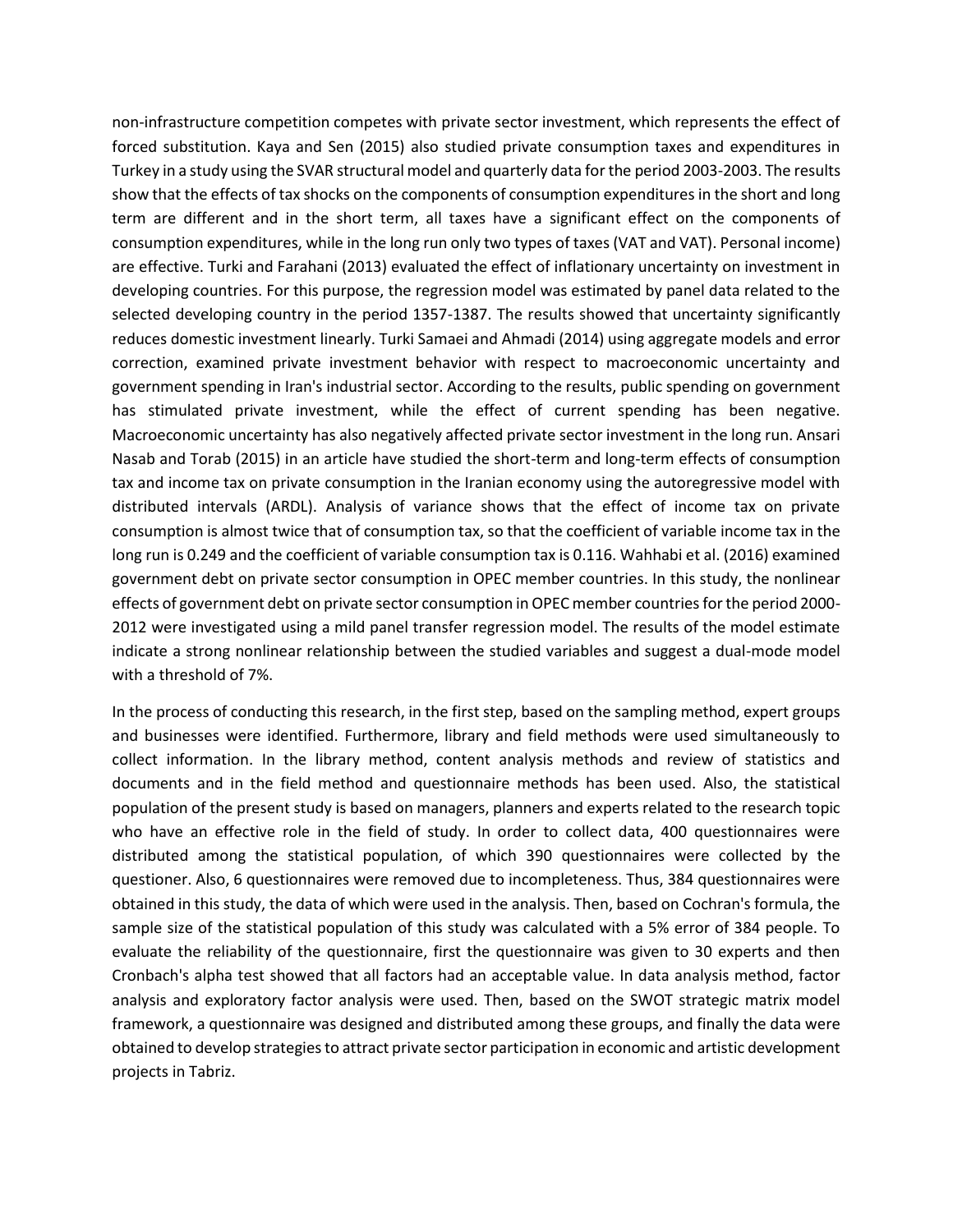non-infrastructure competition competes with private sector investment, which represents the effect of forced substitution. Kaya and Sen (2015) also studied private consumption taxes and expenditures in Turkey in a study using the SVAR structural model and quarterly data for the period 2003-2003. The results show that the effects of tax shocks on the components of consumption expenditures in the short and long term are different and in the short term, all taxes have a significant effect on the components of consumption expenditures, while in the long run only two types of taxes (VAT and VAT). Personal income) are effective. Turki and Farahani (2013) evaluated the effect of inflationary uncertainty on investment in developing countries. For this purpose, the regression model was estimated by panel data related to the selected developing country in the period 1357-1387. The results showed that uncertainty significantly reduces domestic investment linearly. Turki Samaei and Ahmadi (2014) using aggregate models and error correction, examined private investment behavior with respect to macroeconomic uncertainty and government spending in Iran's industrial sector. According to the results, public spending on government has stimulated private investment, while the effect of current spending has been negative. Macroeconomic uncertainty has also negatively affected private sector investment in the long run. Ansari Nasab and Torab (2015) in an article have studied the short-term and long-term effects of consumption tax and income tax on private consumption in the Iranian economy using the autoregressive model with distributed intervals (ARDL). Analysis of variance shows that the effect of income tax on private consumption is almost twice that of consumption tax, so that the coefficient of variable income tax in the long run is 0.249 and the coefficient of variable consumption tax is 0.116. Wahhabi et al. (2016) examined government debt on private sector consumption in OPEC member countries. In this study, the nonlinear effects of government debt on private sector consumption in OPEC member countries for the period 2000-2012 were investigated using a mild panel transfer regression model. The results of the model estimate indicate a strong nonlinear relationship between the studied variables and suggest a dual-mode model with a threshold of 7%.

In the process of conducting this research, in the first step, based on the sampling method, expert groups and businesses were identified. Furthermore, library and field methods were used simultaneously to collect information. In the library method, content analysis methods and review of statistics and documents and in the field method and questionnaire methods has been used. Also, the statistical population of the present study is based on managers, planners and experts related to the research topic who have an effective role in the field of study. In order to collect data, 400 questionnaires were distributed among the statistical population, of which 390 questionnaires were collected by the questioner. Also, 6 questionnaires were removed due to incompleteness. Thus, 384 questionnaires were obtained in this study, the data of which were used in the analysis. Then, based on Cochran's formula, the sample size of the statistical population of this study was calculated with a 5% error of 384 people. To evaluate the reliability of the questionnaire, first the questionnaire was given to 30 experts and then Cronbach's alpha test showed that all factors had an acceptable value. In data analysis method, factor analysis and exploratory factor analysis were used. Then, based on the SWOT strategic matrix model framework, a questionnaire was designed and distributed among these groups, and finally the data were obtained to develop strategies to attract private sector participation in economic and artistic development projects in Tabriz.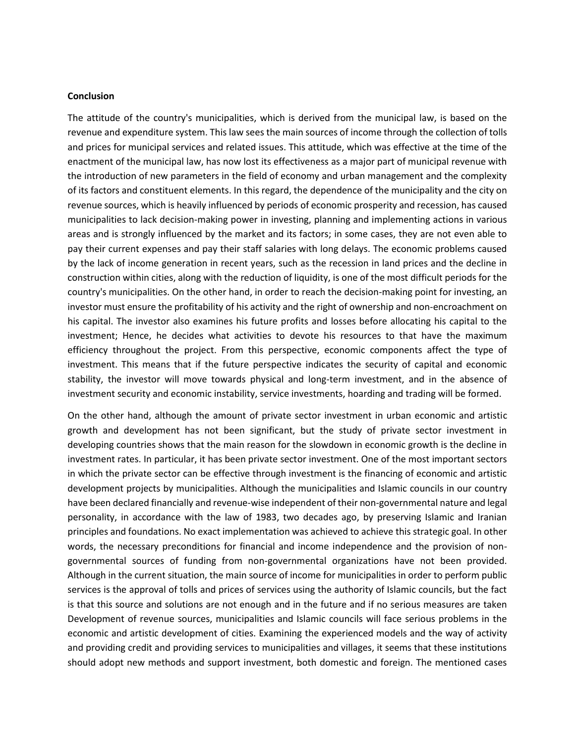## Conclusion

The attitude of the country's municipalities, which is derived from the municipal law, is based on the revenue and expenditure system. This law sees the main sources of income through the collection of tolls and prices for municipal services and related issues. This attitude, which was effective at the time of the enactment of the municipal law, has now lost its effectiveness as a major part of municipal revenue with the introduction of new parameters in the field of economy and urban management and the complexity of its factors and constituent elements. In this regard, the dependence of the municipality and the city on revenue sources, which is heavily influenced by periods of economic prosperity and recession, has caused municipalities to lack decision-making power in investing, planning and implementing actions in various areas and is strongly influenced by the market and its factors; in some cases, they are not even able to pay their current expenses and pay their staff salaries with long delays. The economic problems caused by the lack of income generation in recent years, such as the recession in land prices and the decline in construction within cities, along with the reduction of liquidity, is one of the most difficult periods for the country's municipalities. On the other hand, in order to reach the decision-making point for investing, an investor must ensure the profitability of his activity and the right of ownership and non-encroachment on his capital. The investor also examines his future profits and losses before allocating his capital to the investment; Hence, he decides what activities to devote his resources to that have the maximum efficiency throughout the project. From this perspective, economic components affect the type of investment. This means that if the future perspective indicates the security of capital and economic stability, the investor will move towards physical and long-term investment, and in the absence of investment security and economic instability, service investments, hoarding and trading will be formed.

On the other hand, although the amount of private sector investment in urban economic and artistic growth and development has not been significant, but the study of private sector investment in developing countries shows that the main reason for the slowdown in economic growth is the decline in investment rates. In particular, it has been private sector investment. One of the most important sectors in which the private sector can be effective through investment is the financing of economic and artistic development projects by municipalities. Although the municipalities and Islamic councils in our country have been declared financially and revenue-wise independent of their non-governmental nature and legal personality, in accordance with the law of 1983, two decades ago, by preserving Islamic and Iranian principles and foundations. No exact implementation was achieved to achieve this strategic goal. In other words, the necessary preconditions for financial and income independence and the provision of non-governmental sources of funding from non-governmental organizations have not been provided. Although in the current situation, the main source of income for municipalities in order to perform public services is the approval of tolls and prices of services using the authority of Islamic councils, but the fact is that this source and solutions are not enough and in the future and if no serious measures are taken Development of revenue sources, municipalities and Islamic councils will face serious problems in the economic and artistic development of cities. Examining the experienced models and the way of activity and providing credit and providing services to municipalities and villages, it seems that these institutions should adopt new methods and support investment, both domestic and foreign. The mentioned cases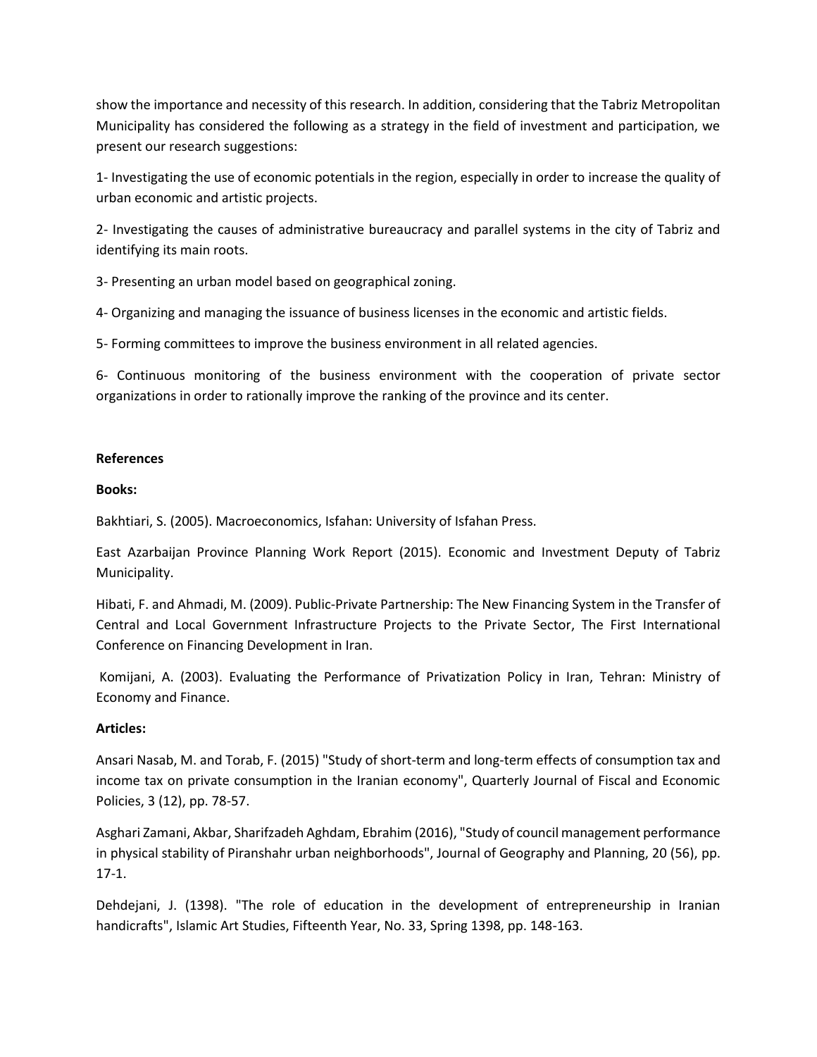show the importance and necessity of this research. In addition, considering that the Tabriz Metropolitan Municipality has considered the following as a strategy in the field of investment and participation, we present our research suggestions:

1- Investigating the use of economic potentials in the region, especially in order to increase the quality of urban economic and artistic projects.

2- Investigating the causes of administrative bureaucracy and parallel systems in the city of Tabriz and identifying its main roots.

3- Presenting an urban model based on geographical zoning.

4- Organizing and managing the issuance of business licenses in the economic and artistic fields.

5- Forming committees to improve the business environment in all related agencies.

6- Continuous monitoring of the business environment with the cooperation of private sector organizations in order to rationally improve the ranking of the province and its center.

**References**

**Books:**

Bakhtiari, S. (2005). Macroeconomics, Isfahan: University of Isfahan Press.

East Azarbaijan Province Planning Work Report (2015). Economic and Investment Deputy of Tabriz Municipality.

Hibati, F. and Ahmadi, M. (2009). Public-Private Partnership: The New Financing System in the Transfer of Central and Local Government Infrastructure Projects to the Private Sector, The First International Conference on Financing Development in Iran.

Komijani, A. (2003). Evaluating the Performance of Privatization Policy in Iran, Tehran: Ministry of Economy and Finance.

**Articles:**

Ansari Nasab, M. and Torab, F. (2015) "Study of short-term and long-term effects of consumption tax and income tax on private consumption in the Iranian economy", Quarterly Journal of Fiscal and Economic Policies, 3 (12), pp. 78-57.

Asghari Zamani, Akbar, Sharifzadeh Aghdam, Ebrahim (2016), "Study of council management performance in physical stability of Piranshahr urban neighborhoods", Journal of Geography and Planning, 20 (56), pp. 17-1.

Dehdejani, J. (1398). "The role of education in the development of entrepreneurship in Iranian handicrafts", Islamic Art Studies, Fifteenth Year, No. 33, Spring 1398, pp. 148-163.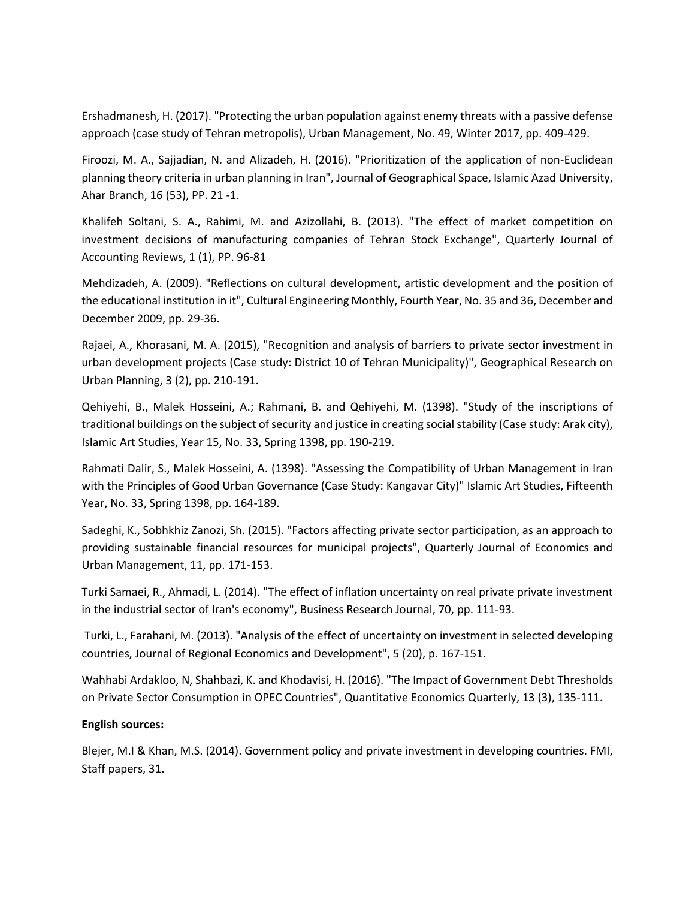Ershadmanesh, H. (2017). "Protecting the urban population against enemy threats with a passive defense approach (case study of Tehran metropolis), Urban Management, No. 49, Winter 2017, pp. 409-429.

Firoozi, M. A., Sajjadian, N. and Alizadeh, H. (2016). "Prioritization of the application of non-Euclidean planning theory criteria in urban planning in Iran", Journal of Geographical Space, Islamic Azad University, Ahar Branch, 16 (53), PP. 21 -1.

Khalifeh Soltani, S. A., Rahimi, M. and Azizollahi, B. (2013). "The effect of market competition on investment decisions of manufacturing companies of Tehran Stock Exchange", Quarterly Journal of Accounting Reviews, 1 (1), PP. 96-81

Mehdizadeh, A. (2009). "Reflections on cultural development, artistic development and the position of the educational institution in it", Cultural Engineering Monthly, Fourth Year, No. 35 and 36, December and December 2009, pp. 29-36.

Rajaei, A., Khorasani, M. A. (2015), "Recognition and analysis of barriers to private sector investment in urban development projects (Case study: District 10 of Tehran Municipality)", Geographical Research on Urban Planning, 3 (2), pp. 210-191.

Qehiyehi, B., Malek Hosseini, A.; Rahmani, B. and Qehiyehi, M. (1398). "Study of the inscriptions of traditional buildings on the subject of security and justice in creating social stability (Case study: Arak city), Islamic Art Studies, Year 15, No. 33, Spring 1398, pp. 190-219.

Rahmati Dalir, S., Malek Hosseini, A. (1398). "Assessing the Compatibility of Urban Management in Iran with the Principles of Good Urban Governance (Case Study: Kangavar City)" Islamic Art Studies, Fifteenth Year, No. 33, Spring 1398, pp. 164-189.

Sadeghi, K., Sobhkhiz Zanozi, Sh. (2015). "Factors affecting private sector participation, as an approach to providing sustainable financial resources for municipal projects", Quarterly Journal of Economics and Urban Management, 11, pp. 171-153.

Turki Samaei, R., Ahmadi, L. (2014). "The effect of inflation uncertainty on real private private investment in the industrial sector of Iran's economy", Business Research Journal, 70, pp. 111-93.

Turki, L., Farahani, M. (2013). "Analysis of the effect of uncertainty on investment in selected developing countries, Journal of Regional Economics and Development", 5 (20), p. 167-151.

Wahhabi Ardakloo, N, Shahbazi, K. and Khodavisi, H. (2016). "The Impact of Government Debt Thresholds on Private Sector Consumption in OPEC Countries", Quantitative Economics Quarterly, 13 (3), 135-111.

**English sources:**

Blejer, M.I & Khan, M.S. (2014). Government policy and private investment in developing countries. FMI, Staff papers, 31.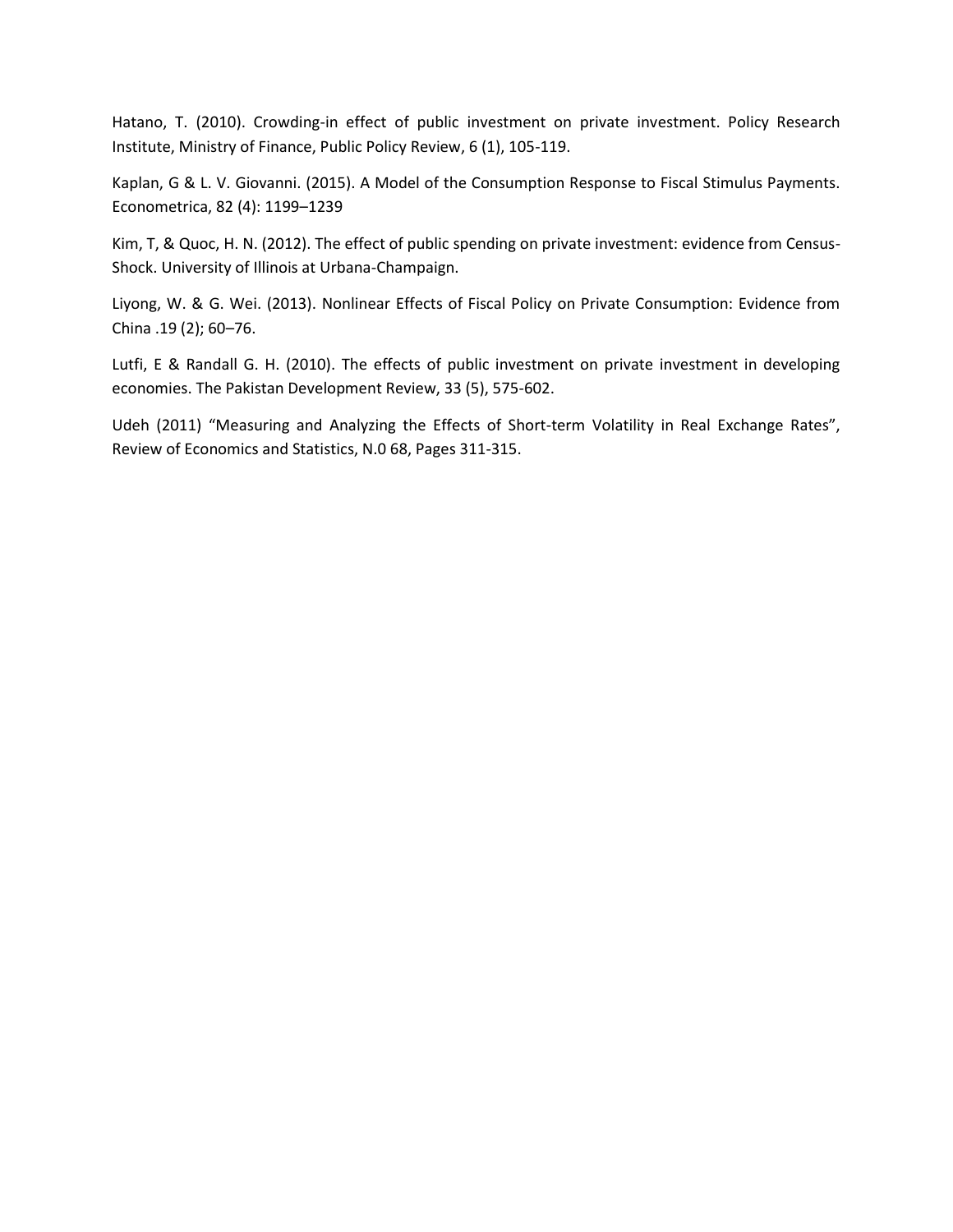Hatano, T. (2010). Crowding-in effect of public investment on private investment. Policy Research Institute, Ministry of Finance, Public Policy Review, 6 (1), 105-119.

Kaplan, G & L. V. Giovanni. (2015). A Model of the Consumption Response to Fiscal Stimulus Payments. Econometrica, 82 (4): 1199–1239

Kim, T, & Quoc, H. N. (2012). The effect of public spending on private investment: evidence from Census-Shock. University of Illinois at Urbana-Champaign.

Liyong, W. & G. Wei. (2013). Nonlinear Effects of Fiscal Policy on Private Consumption: Evidence from China .19 (2); 60–76.

Lutfi, E & Randall G. H. (2010). The effects of public investment on private investment in developing economies. The Pakistan Development Review, 33 (5), 575-602.

Udeh (2011) "Measuring and Analyzing the Effects of Short-term Volatility in Real Exchange Rates", Review of Economics and Statistics, N.0 68, Pages 311-315.